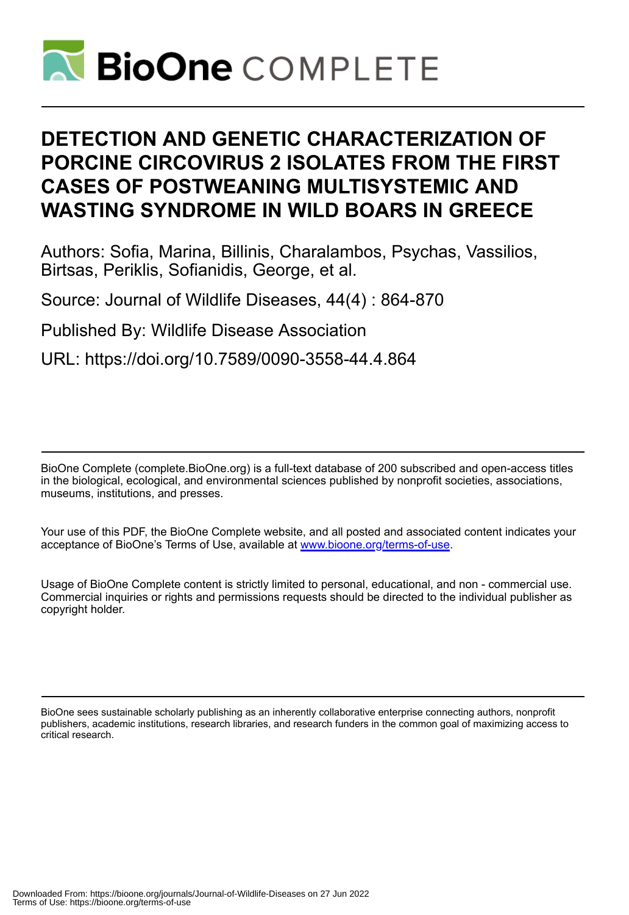# DETECTION AND GENETIC CHARACTERIZATION OF PORCINE CIRCOVIRUS 2 ISOLATES FROM THE FIRST CASES OF POSTWEANING MULTISYSTEMIC AND WASTING SYNDROME IN WILD BOARS IN GREECE

Authors: Sofia, Marina, Billinis, Charalambos, Psychas, Vassilios, Birtsas, Periklis, Sofianidis, George, et al.

Source: Journal of Wildlife Diseases, 44(4) : 864-870

Published By: Wildlife Disease Association

URL: https://doi.org/10.7589/0090-3558-44.4.864

---

BioOne Complete (complete.BioOne.org) is a full-text database of 200 subscribed and open-access titles in the biological, ecological, and environmental sciences published by nonprofit societies, associations, museums, institutions, and presses.

Your use of this PDF, the BioOne Complete website, and all posted and associated content indicates your acceptance of BioOne's Terms of Use, available at www.bioone.org/terms-of-use.

Usage of BioOne Complete content is strictly limited to personal, educational, and non - commercial use. Commercial inquiries or rights and permissions requests should be directed to the individual publisher as copyright holder.

---

BioOne sees sustainable scholarly publishing as an inherently collaborative enterprise connecting authors, nonprofit publishers, academic institutions, research libraries, and research funders in the common goal of maximizing access to critical research.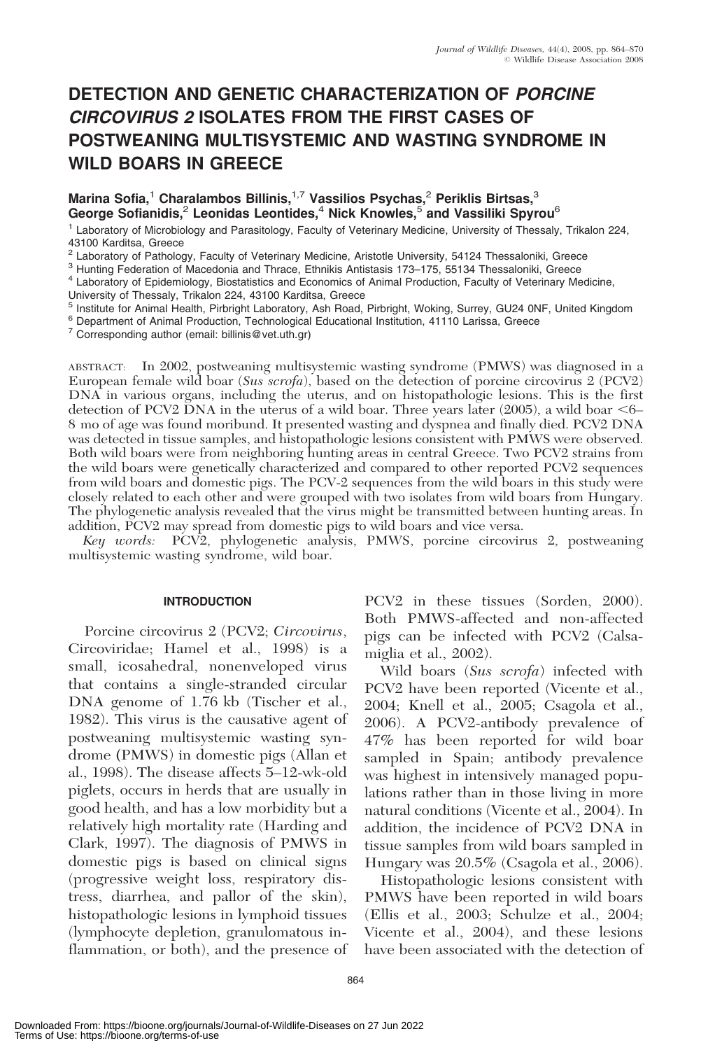# DETECTION AND GENETIC CHARACTERIZATION OF *PORCINE CIRCOVIRUS 2* ISOLATES FROM THE FIRST CASES OF POSTWEANING MULTISYSTEMIC AND WASTING SYNDROME IN WILD BOARS IN GREECE

**Marina Sofia,[1] Charalambos Billinis,[1,7] Vassilios Psychas,[2] Periklis Birtsas,[3] George Sofianidis,[2] Leonidas Leontides,[4] Nick Knowles,[5] and Vassiliki Spyrou[6]**

[1] Laboratory of Microbiology and Parasitology, Faculty of Veterinary Medicine, University of Thessaly, Trikalon 224, 43100 Karditsa, Greece
[2] Laboratory of Pathology, Faculty of Veterinary Medicine, Aristotle University, 54124 Thessaloniki, Greece
[3] Hunting Federation of Macedonia and Thrace, Ethnikis Antistasis 173–175, 55134 Thessaloniki, Greece
[4] Laboratory of Epidemiology, Biostatistics and Economics of Animal Production, Faculty of Veterinary Medicine, University of Thessaly, Trikalon 224, 43100 Karditsa, Greece
[5] Institute for Animal Health, Pirbright Laboratory, Ash Road, Pirbright, Woking, Surrey, GU24 0NF, United Kingdom
[6] Department of Animal Production, Technological Educational Institution, 41110 Larissa, Greece
[7] Corresponding author (email: billinis@vet.uth.gr)

ABSTRACT: In 2002, postweaning multisystemic wasting syndrome (PMWS) was diagnosed in a European female wild boar (*Sus scrofa*), based on the detection of porcine circovirus 2 (PCV2) DNA in various organs, including the uterus, and on histopathologic lesions. This is the first detection of PCV2 DNA in the uterus of a wild boar. Three years later (2005), a wild boar <6–8 mo of age was found moribund. It presented wasting and dyspnea and finally died. PCV2 DNA was detected in tissue samples, and histopathologic lesions consistent with PMWS were observed. Both wild boars were from neighboring hunting areas in central Greece. Two PCV2 strains from the wild boars were genetically characterized and compared to other reported PCV2 sequences from wild boars and domestic pigs. The PCV-2 sequences from the wild boars in this study were closely related to each other and were grouped with two isolates from wild boars from Hungary. The phylogenetic analysis revealed that the virus might be transmitted between hunting areas. In addition, PCV2 may spread from domestic pigs to wild boars and vice versa.

*Key words:* PCV2, phylogenetic analysis, PMWS, porcine circovirus 2, postweaning multisystemic wasting syndrome, wild boar.

## INTRODUCTION

Porcine circovirus 2 (PCV2; *Circovirus*, Circoviridae; Hamel et al., 1998) is a small, icosahedral, nonenveloped virus that contains a single-stranded circular DNA genome of 1.76 kb (Tischer et al., 1982). This virus is the causative agent of postweaning multisystemic wasting syndrome (PMWS) in domestic pigs (Allan et al., 1998). The disease affects 5–12-wk-old piglets, occurs in herds that are usually in good health, and has a low morbidity but a relatively high mortality rate (Harding and Clark, 1997). The diagnosis of PMWS in domestic pigs is based on clinical signs (progressive weight loss, respiratory distress, diarrhea, and pallor of the skin), histopathologic lesions in lymphoid tissues (lymphocyte depletion, granulomatous inflammation, or both), and the presence of PCV2 in these tissues (Sorden, 2000). Both PMWS-affected and non-affected pigs can be infected with PCV2 (Calsamiglia et al., 2002).

Wild boars (*Sus scrofa*) infected with PCV2 have been reported (Vicente et al., 2004; Knell et al., 2005; Csagola et al., 2006). A PCV2-antibody prevalence of 47% has been reported for wild boar sampled in Spain; antibody prevalence was highest in intensively managed populations rather than in those living in more natural conditions (Vicente et al., 2004). In addition, the incidence of PCV2 DNA in tissue samples from wild boars sampled in Hungary was 20.5% (Csagola et al., 2006).

Histopathologic lesions consistent with PMWS have been reported in wild boars (Ellis et al., 2003; Schulze et al., 2004; Vicente et al., 2004), and these lesions have been associated with the detection of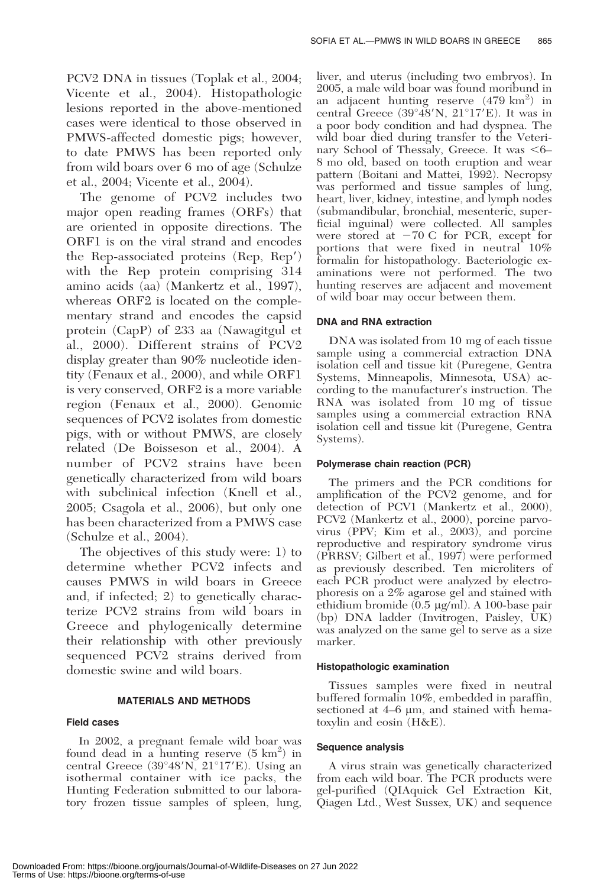PCV2 DNA in tissues (Toplak et al., 2004; Vicente et al., 2004). Histopathologic lesions reported in the above-mentioned cases were identical to those observed in PMWS-affected domestic pigs; however, to date PMWS has been reported only from wild boars over 6 mo of age (Schulze et al., 2004; Vicente et al., 2004).

The genome of PCV2 includes two major open reading frames (ORFs) that are oriented in opposite directions. The ORF1 is on the viral strand and encodes the Rep-associated proteins (Rep, Rep′) with the Rep protein comprising 314 amino acids (aa) (Mankertz et al., 1997), whereas ORF2 is located on the complementary strand and encodes the capsid protein (CapP) of 233 aa (Nawagitgul et al., 2000). Different strains of PCV2 display greater than 90% nucleotide identity (Fenaux et al., 2000), and while ORF1 is very conserved, ORF2 is a more variable region (Fenaux et al., 2000). Genomic sequences of PCV2 isolates from domestic pigs, with or without PMWS, are closely related (De Boisseson et al., 2004). A number of PCV2 strains have been genetically characterized from wild boars with subclinical infection (Knell et al., 2005; Csagola et al., 2006), but only one has been characterized from a PMWS case (Schulze et al., 2004).

The objectives of this study were: 1) to determine whether PCV2 infects and causes PMWS in wild boars in Greece and, if infected; 2) to genetically characterize PCV2 strains from wild boars in Greece and phylogenically determine their relationship with other previously sequenced PCV2 strains derived from domestic swine and wild boars.

## MATERIALS AND METHODS

### Field cases

In 2002, a pregnant female wild boar was found dead in a hunting reserve (5 $km^2$) in central Greece (39°48′N, 21°17′E). Using an isothermal container with ice packs, the Hunting Federation submitted to our laboratory frozen tissue samples of spleen, lung, liver, and uterus (including two embryos). In 2005, a male wild boar was found moribund in an adjacent hunting reserve (479 $km^2$) in central Greece (39°48′N, 21°17′E). It was in a poor body condition and had dyspnea. The wild boar died during transfer to the Veterinary School of Thessaly, Greece. It was <6–8 mo old, based on tooth eruption and wear pattern (Boitani and Mattei, 1992). Necropsy was performed and tissue samples of lung, heart, liver, kidney, intestine, and lymph nodes (submandibular, bronchial, mesenteric, superficial inguinal) were collected. All samples were stored at −70 C for PCR, except for portions that were fixed in neutral 10% formalin for histopathology. Bacteriologic examinations were not performed. The two hunting reserves are adjacent and movement of wild boar may occur between them.

### DNA and RNA extraction

DNA was isolated from 10 mg of each tissue sample using a commercial extraction DNA isolation cell and tissue kit (Puregene, Gentra Systems, Minneapolis, Minnesota, USA) according to the manufacturer's instruction. The RNA was isolated from 10 mg of tissue samples using a commercial extraction RNA isolation cell and tissue kit (Puregene, Gentra Systems).

### Polymerase chain reaction (PCR)

The primers and the PCR conditions for amplification of the PCV2 genome, and for detection of PCV1 (Mankertz et al., 2000), PCV2 (Mankertz et al., 2000), porcine parvovirus (PPV; Kim et al., 2003), and porcine reproductive and respiratory syndrome virus (PRRSV; Gilbert et al., 1997) were performed as previously described. Ten microliters of each PCR product were analyzed by electrophoresis on a 2% agarose gel and stained with ethidium bromide (0.5 μg/ml). A 100-base pair (bp) DNA ladder (Invitrogen, Paisley, UK) was analyzed on the same gel to serve as a size marker.

### Histopathologic examination

Tissues samples were fixed in neutral buffered formalin 10%, embedded in paraffin, sectioned at 4–6 μm, and stained with hematoxylin and eosin (H&E).

### Sequence analysis

A virus strain was genetically characterized from each wild boar. The PCR products were gel-purified (QIAquick Gel Extraction Kit, Qiagen Ltd., West Sussex, UK) and sequence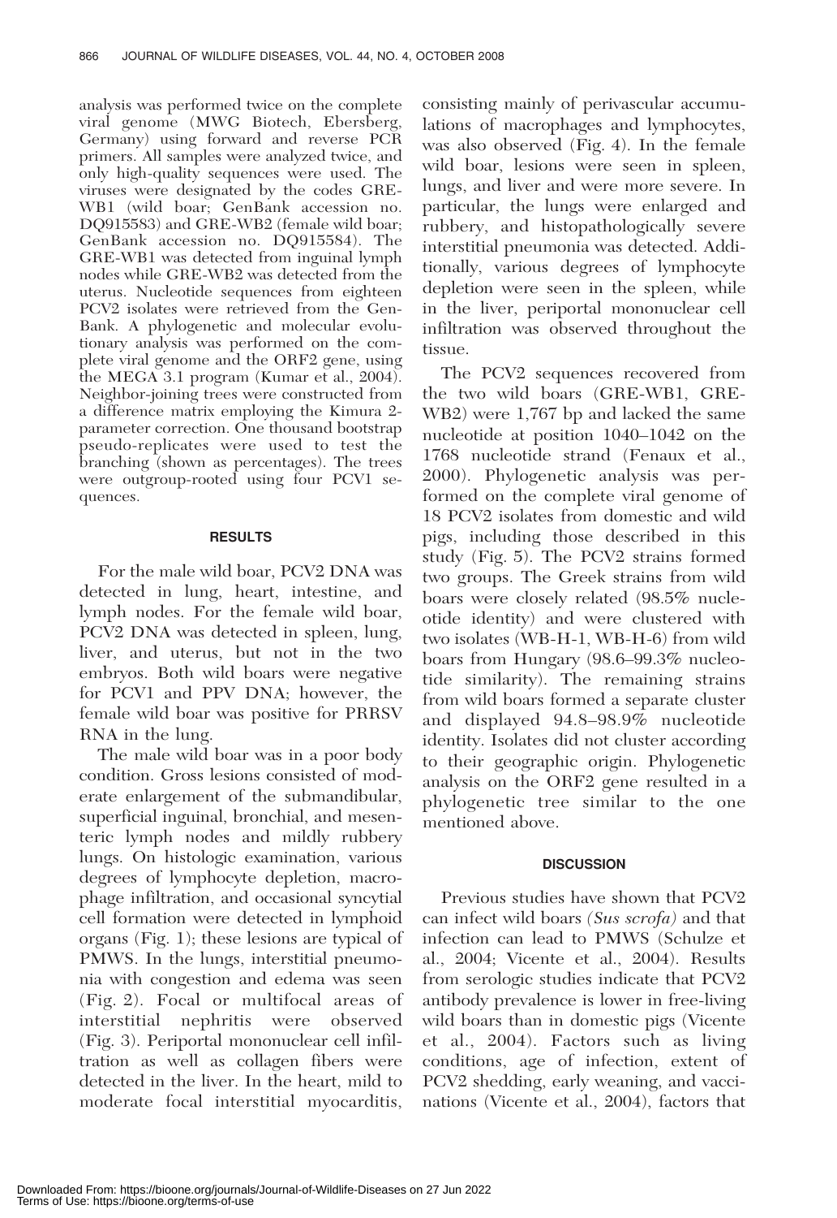analysis was performed twice on the complete viral genome (MWG Biotech, Ebersberg, Germany) using forward and reverse PCR primers. All samples were analyzed twice, and only high-quality sequences were used. The viruses were designated by the codes GRE-WB1 (wild boar; GenBank accession no. DQ915583) and GRE-WB2 (female wild boar; GenBank accession no. DQ915584). The GRE-WB1 was detected from inguinal lymph nodes while GRE-WB2 was detected from the uterus. Nucleotide sequences from eighteen PCV2 isolates were retrieved from the GenBank. A phylogenetic and molecular evolutionary analysis was performed on the complete viral genome and the ORF2 gene, using the MEGA 3.1 program (Kumar et al., 2004). Neighbor-joining trees were constructed from a difference matrix employing the Kimura 2-parameter correction. One thousand bootstrap pseudo-replicates were used to test the branching (shown as percentages). The trees were outgroup-rooted using four PCV1 sequences.

## RESULTS

For the male wild boar, PCV2 DNA was detected in lung, heart, intestine, and lymph nodes. For the female wild boar, PCV2 DNA was detected in spleen, lung, liver, and uterus, but not in the two embryos. Both wild boars were negative for PCV1 and PPV DNA; however, the female wild boar was positive for PRRSV RNA in the lung.

The male wild boar was in a poor body condition. Gross lesions consisted of moderate enlargement of the submandibular, superficial inguinal, bronchial, and mesenteric lymph nodes and mildly rubbery lungs. On histologic examination, various degrees of lymphocyte depletion, macrophage infiltration, and occasional syncytial cell formation were detected in lymphoid organs (Fig. 1); these lesions are typical of PMWS. In the lungs, interstitial pneumonia with congestion and edema was seen (Fig. 2). Focal or multifocal areas of interstitial nephritis were observed (Fig. 3). Periportal mononuclear cell infiltration as well as collagen fibers were detected in the liver. In the heart, mild to moderate focal interstitial myocarditis, consisting mainly of perivascular accumulations of macrophages and lymphocytes, was also observed (Fig. 4). In the female wild boar, lesions were seen in spleen, lungs, and liver and were more severe. In particular, the lungs were enlarged and rubbery, and histopathologically severe interstitial pneumonia was detected. Additionally, various degrees of lymphocyte depletion were seen in the spleen, while in the liver, periportal mononuclear cell infiltration was observed throughout the tissue.

The PCV2 sequences recovered from the two wild boars (GRE-WB1, GRE-WB2) were 1,767 bp and lacked the same nucleotide at position 1040–1042 on the 1768 nucleotide strand (Fenaux et al., 2000). Phylogenetic analysis was performed on the complete viral genome of 18 PCV2 isolates from domestic and wild pigs, including those described in this study (Fig. 5). The PCV2 strains formed two groups. The Greek strains from wild boars were closely related (98.5% nucleotide identity) and were clustered with two isolates (WB-H-1, WB-H-6) from wild boars from Hungary (98.6–99.3% nucleotide similarity). The remaining strains from wild boars formed a separate cluster and displayed 94.8–98.9% nucleotide identity. Isolates did not cluster according to their geographic origin. Phylogenetic analysis on the ORF2 gene resulted in a phylogenetic tree similar to the one mentioned above.

## DISCUSSION

Previous studies have shown that PCV2 can infect wild boars *(Sus scrofa)* and that infection can lead to PMWS (Schulze et al., 2004; Vicente et al., 2004). Results from serologic studies indicate that PCV2 antibody prevalence is lower in free-living wild boars than in domestic pigs (Vicente et al., 2004). Factors such as living conditions, age of infection, extent of PCV2 shedding, early weaning, and vaccinations (Vicente et al., 2004), factors that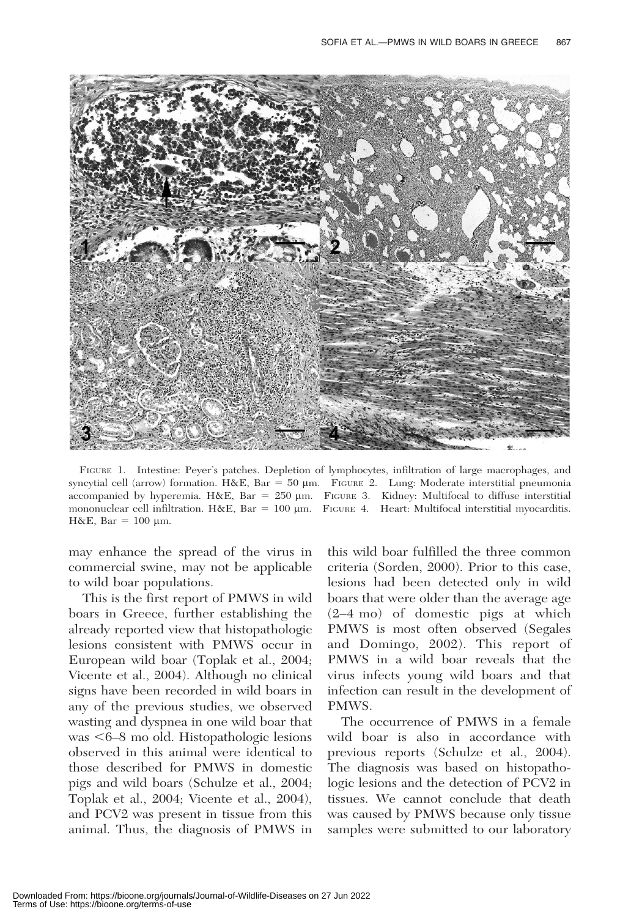FIGURE 1. Intestine: Peyer's patches. Depletion of lymphocytes, infiltration of large macrophages, and syncytial cell (arrow) formation. H&E, Bar = 50 μm. FIGURE 2. Lung: Moderate interstitial pneumonia accompanied by hyperemia. H&E, Bar = 250 μm. FIGURE 3. Kidney: Multifocal to diffuse interstitial mononuclear cell infiltration. H&E, Bar = 100 μm. FIGURE 4. Heart: Multifocal interstitial myocarditis. H&E, Bar = 100 μm.

may enhance the spread of the virus in commercial swine, may not be applicable to wild boar populations.

This is the first report of PMWS in wild boars in Greece, further establishing the already reported view that histopathologic lesions consistent with PMWS occur in European wild boar (Toplak et al., 2004; Vicente et al., 2004). Although no clinical signs have been recorded in wild boars in any of the previous studies, we observed wasting and dyspnea in one wild boar that was <6–8 mo old. Histopathologic lesions observed in this animal were identical to those described for PMWS in domestic pigs and wild boars (Schulze et al., 2004; Toplak et al., 2004; Vicente et al., 2004), and PCV2 was present in tissue from this animal. Thus, the diagnosis of PMWS in this wild boar fulfilled the three common criteria (Sorden, 2000). Prior to this case, lesions had been detected only in wild boars that were older than the average age (2–4 mo) of domestic pigs at which PMWS is most often observed (Segales and Domingo, 2002). This report of PMWS in a wild boar reveals that the virus infects young wild boars and that infection can result in the development of PMWS.

The occurrence of PMWS in a female wild boar is also in accordance with previous reports (Schulze et al., 2004). The diagnosis was based on histopathologic lesions and the detection of PCV2 in tissues. We cannot conclude that death was caused by PMWS because only tissue samples were submitted to our laboratory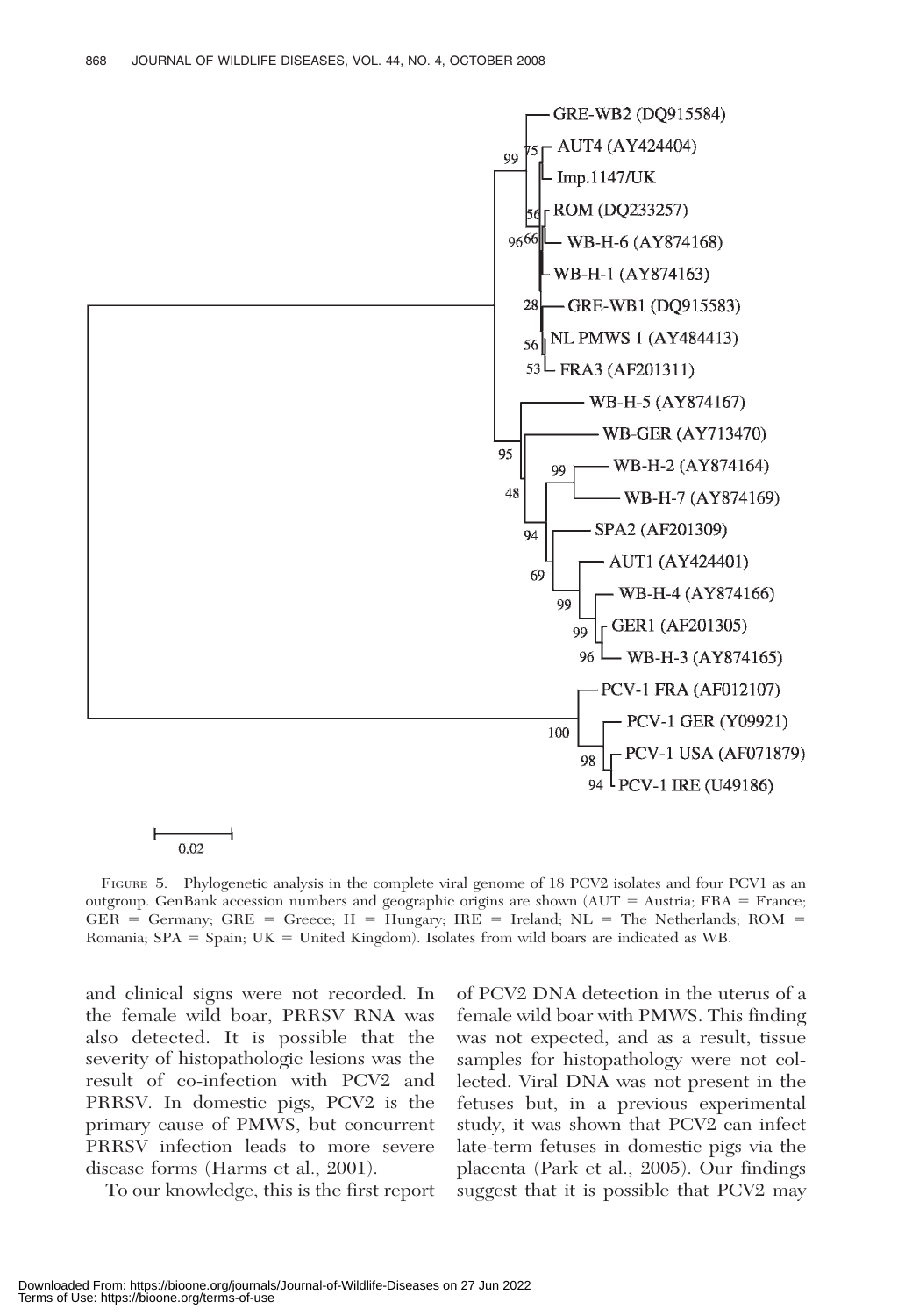FIGURE 5. Phylogenetic analysis in the complete viral genome of 18 PCV2 isolates and four PCV1 as an outgroup. GenBank accession numbers and geographic origins are shown (AUT = Austria; FRA = France; GER = Germany; GRE = Greece; H = Hungary; IRE = Ireland; NL = The Netherlands; ROM = Romania; SPA = Spain; UK = United Kingdom). Isolates from wild boars are indicated as WB.

and clinical signs were not recorded. In the female wild boar, PRRSV RNA was also detected. It is possible that the severity of histopathologic lesions was the result of co-infection with PCV2 and PRRSV. In domestic pigs, PCV2 is the primary cause of PMWS, but concurrent PRRSV infection leads to more severe disease forms (Harms et al., 2001).

To our knowledge, this is the first report of PCV2 DNA detection in the uterus of a female wild boar with PMWS. This finding was not expected, and as a result, tissue samples for histopathology were not collected. Viral DNA was not present in the fetuses but, in a previous experimental study, it was shown that PCV2 can infect late-term fetuses in domestic pigs via the placenta (Park et al., 2005). Our findings suggest that it is possible that PCV2 may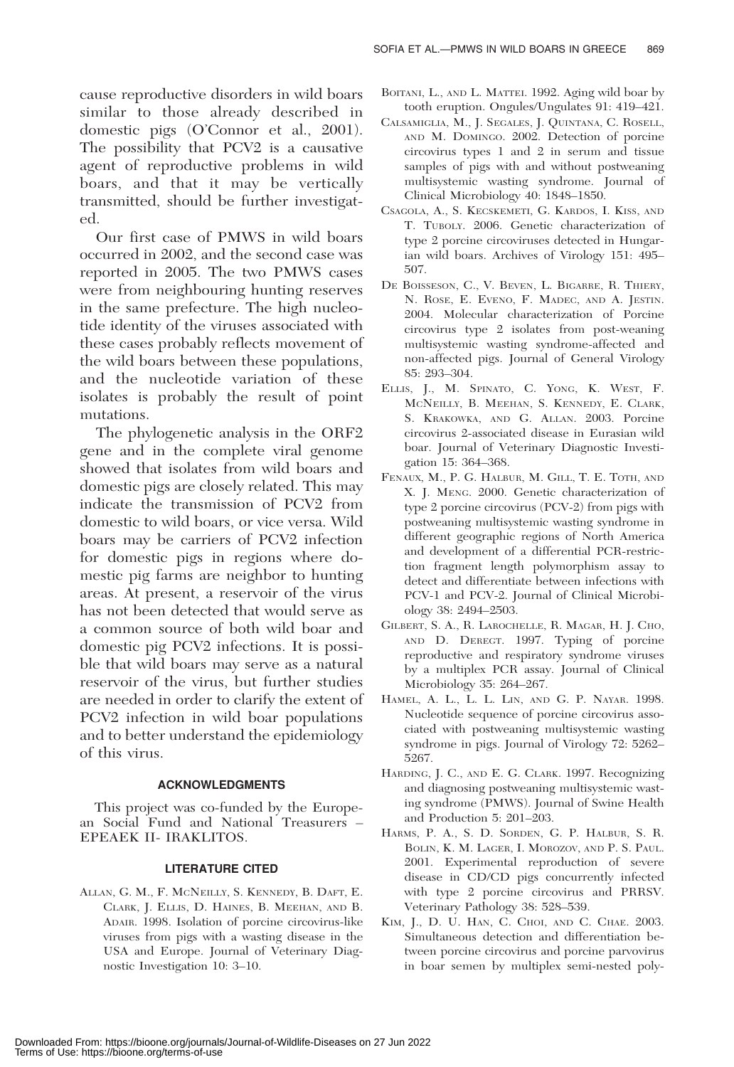cause reproductive disorders in wild boars similar to those already described in domestic pigs (O'Connor et al., 2001). The possibility that PCV2 is a causative agent of reproductive problems in wild boars, and that it may be vertically transmitted, should be further investigated.

Our first case of PMWS in wild boars occurred in 2002, and the second case was reported in 2005. The two PMWS cases were from neighbouring hunting reserves in the same prefecture. The high nucleotide identity of the viruses associated with these cases probably reflects movement of the wild boars between these populations, and the nucleotide variation of these isolates is probably the result of point mutations.

The phylogenetic analysis in the ORF2 gene and in the complete viral genome showed that isolates from wild boars and domestic pigs are closely related. This may indicate the transmission of PCV2 from domestic to wild boars, or vice versa. Wild boars may be carriers of PCV2 infection for domestic pigs in regions where domestic pig farms are neighbor to hunting areas. At present, a reservoir of the virus has not been detected that would serve as a common source of both wild boar and domestic pig PCV2 infections. It is possible that wild boars may serve as a natural reservoir of the virus, but further studies are needed in order to clarify the extent of PCV2 infection in wild boar populations and to better understand the epidemiology of this virus.

## ACKNOWLEDGMENTS

This project was co-funded by the European Social Fund and National Treasurers – EPEAEK II- IRAKLITOS.

## LITERATURE CITED

Allan, G. M., F. McNeilly, S. Kennedy, B. Daft, E. Clark, J. Ellis, D. Haines, B. Meehan, and B. Adair. 1998. Isolation of porcine circovirus-like viruses from pigs with a wasting disease in the USA and Europe. Journal of Veterinary Diagnostic Investigation 10: 3–10.

Boitani, L., and L. Mattei. 1992. Aging wild boar by tooth eruption. Ongules/Ungulates 91: 419–421.

Calsamiglia, M., J. Segales, J. Quintana, C. Rosell, and M. Domingo. 2002. Detection of porcine circovirus types 1 and 2 in serum and tissue samples of pigs with and without postweaning multisystemic wasting syndrome. Journal of Clinical Microbiology 40: 1848–1850.

Csagola, A., S. Kecskemeti, G. Kardos, I. Kiss, and T. Tuboly. 2006. Genetic characterization of type 2 porcine circoviruses detected in Hungarian wild boars. Archives of Virology 151: 495–507.

De Boisseson, C., V. Beven, L. Bigarre, R. Thiery, N. Rose, E. Eveno, F. Madec, and A. Jestin. 2004. Molecular characterization of Porcine circovirus type 2 isolates from post-weaning multisystemic wasting syndrome-affected and non-affected pigs. Journal of General Virology 85: 293–304.

Ellis, J., M. Spinato, C. Yong, K. West, F. McNeilly, B. Meehan, S. Kennedy, E. Clark, S. Krakowka, and G. Allan. 2003. Porcine circovirus 2-associated disease in Eurasian wild boar. Journal of Veterinary Diagnostic Investigation 15: 364–368.

Fenaux, M., P. G. Halbur, M. Gill, T. E. Toth, and X. J. Meng. 2000. Genetic characterization of type 2 porcine circovirus (PCV-2) from pigs with postweaning multisystemic wasting syndrome in different geographic regions of North America and development of a differential PCR-restriction fragment length polymorphism assay to detect and differentiate between infections with PCV-1 and PCV-2. Journal of Clinical Microbiology 38: 2494–2503.

Gilbert, S. A., R. Larochelle, R. Magar, H. J. Cho, and D. Deregt. 1997. Typing of porcine reproductive and respiratory syndrome viruses by a multiplex PCR assay. Journal of Clinical Microbiology 35: 264–267.

Hamel, A. L., L. L. Lin, and G. P. Nayar. 1998. Nucleotide sequence of porcine circovirus associated with postweaning multisystemic wasting syndrome in pigs. Journal of Virology 72: 5262–5267.

Harding, J. C., and E. G. Clark. 1997. Recognizing and diagnosing postweaning multisystemic wasting syndrome (PMWS). Journal of Swine Health and Production 5: 201–203.

Harms, P. A., S. D. Sorden, G. P. Halbur, S. R. Bolin, K. M. Lager, I. Morozov, and P. S. Paul. 2001. Experimental reproduction of severe disease in CD/CD pigs concurrently infected with type 2 porcine circovirus and PRRSV. Veterinary Pathology 38: 528–539.

Kim, J., D. U. Han, C. Choi, and C. Chae. 2003. Simultaneous detection and differentiation between porcine circovirus and porcine parvovirus in boar semen by multiplex semi-nested poly-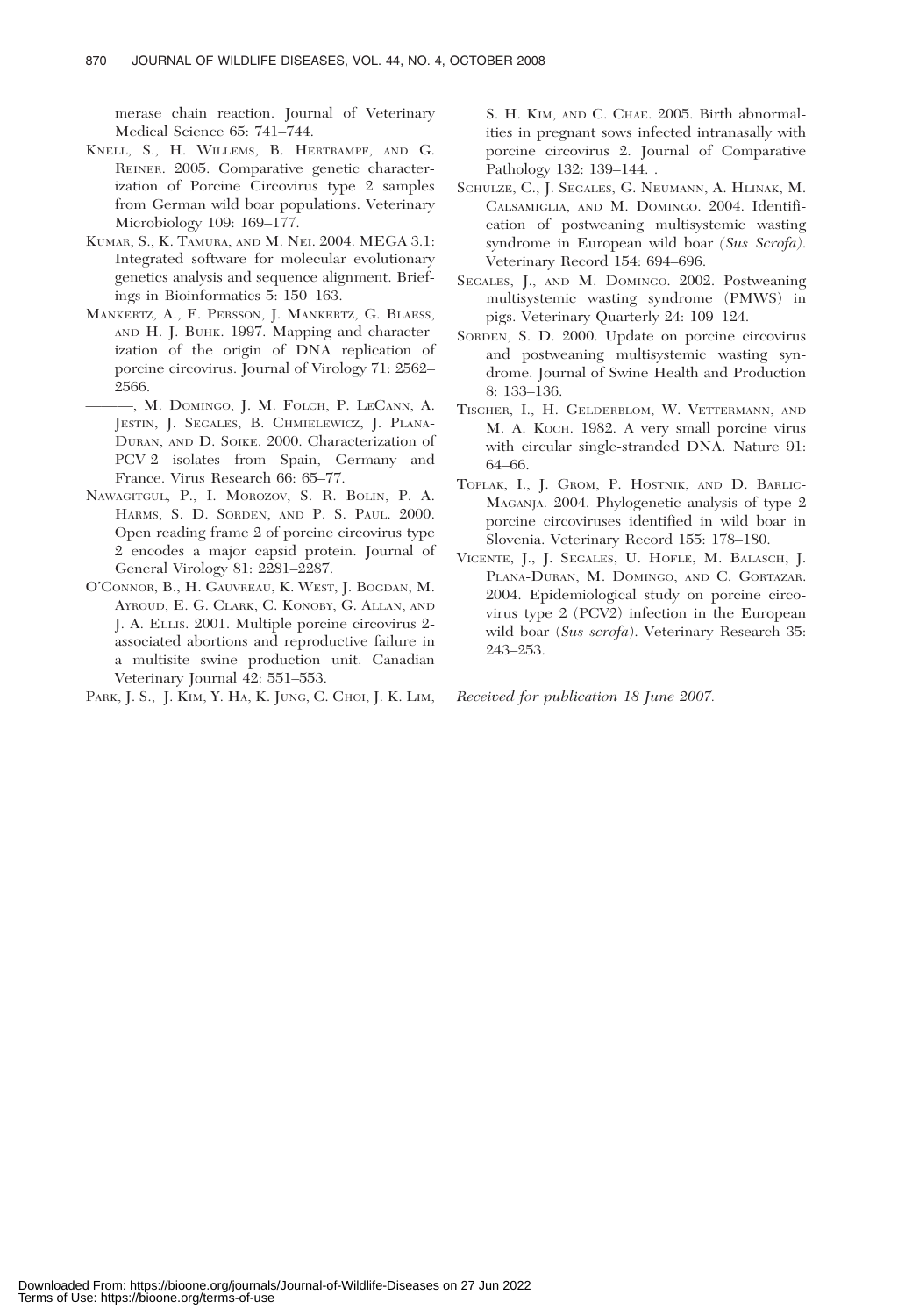merase chain reaction. Journal of Veterinary Medical Science 65: 741–744.

KNELL, S., H. WILLEMS, B. HERTRAMPF, AND G. REINER. 2005. Comparative genetic characterization of Porcine Circovirus type 2 samples from German wild boar populations. Veterinary Microbiology 109: 169–177.

KUMAR, S., K. TAMURA, AND M. NEI. 2004. MEGA 3.1: Integrated software for molecular evolutionary genetics analysis and sequence alignment. Briefings in Bioinformatics 5: 150–163.

MANKERTZ, A., F. PERSSON, J. MANKERTZ, G. BLAESS, AND H. J. BUHK. 1997. Mapping and characterization of the origin of DNA replication of porcine circovirus. Journal of Virology 71: 2562–2566.

———, M. DOMINGO, J. M. FOLCH, P. LECANN, A. JESTIN, J. SEGALES, B. CHMIELEWICZ, J. PLANA-DURAN, AND D. SOIKE. 2000. Characterization of PCV-2 isolates from Spain, Germany and France. Virus Research 66: 65–77.

NAWAGITGUL, P., I. MOROZOV, S. R. BOLIN, P. A. HARMS, S. D. SORDEN, AND P. S. PAUL. 2000. Open reading frame 2 of porcine circovirus type 2 encodes a major capsid protein. Journal of General Virology 81: 2281–2287.

O'CONNOR, B., H. GAUVREAU, K. WEST, J. BOGDAN, M. AYROUD, E. G. CLARK, C. KONOBY, G. ALLAN, AND J. A. ELLIS. 2001. Multiple porcine circovirus 2-associated abortions and reproductive failure in a multisite swine production unit. Canadian Veterinary Journal 42: 551–553.

PARK, J. S., J. KIM, Y. HA, K. JUNG, C. CHOI, J. K. LIM, S. H. KIM, AND C. CHAE. 2005. Birth abnormalities in pregnant sows infected intranasally with porcine circovirus 2. Journal of Comparative Pathology 132: 139–144. .

SCHULZE, C., J. SEGALES, G. NEUMANN, A. HLINAK, M. CALSAMIGLIA, AND M. DOMINGO. 2004. Identification of postweaning multisystemic wasting syndrome in European wild boar *(Sus Scrofa)*. Veterinary Record 154: 694–696.

SEGALES, J., AND M. DOMINGO. 2002. Postweaning multisystemic wasting syndrome (PMWS) in pigs. Veterinary Quarterly 24: 109–124.

SORDEN, S. D. 2000. Update on porcine circovirus and postweaning multisystemic wasting syndrome. Journal of Swine Health and Production 8: 133–136.

TISCHER, I., H. GELDERBLOM, W. VETTERMANN, AND M. A. KOCH. 1982. A very small porcine virus with circular single-stranded DNA. Nature 91: 64–66.

TOPLAK, I., J. GROM, P. HOSTNIK, AND D. BARLIC-MAGANJA. 2004. Phylogenetic analysis of type 2 porcine circoviruses identified in wild boar in Slovenia. Veterinary Record 155: 178–180.

VICENTE, J., J. SEGALES, U. HOFLE, M. BALASCH, J. PLANA-DURAN, M. DOMINGO, AND C. GORTAZAR. 2004. Epidemiological study on porcine circovirus type 2 (PCV2) infection in the European wild boar (*Sus scrofa*). Veterinary Research 35: 243–253.

*Received for publication 18 June 2007.*